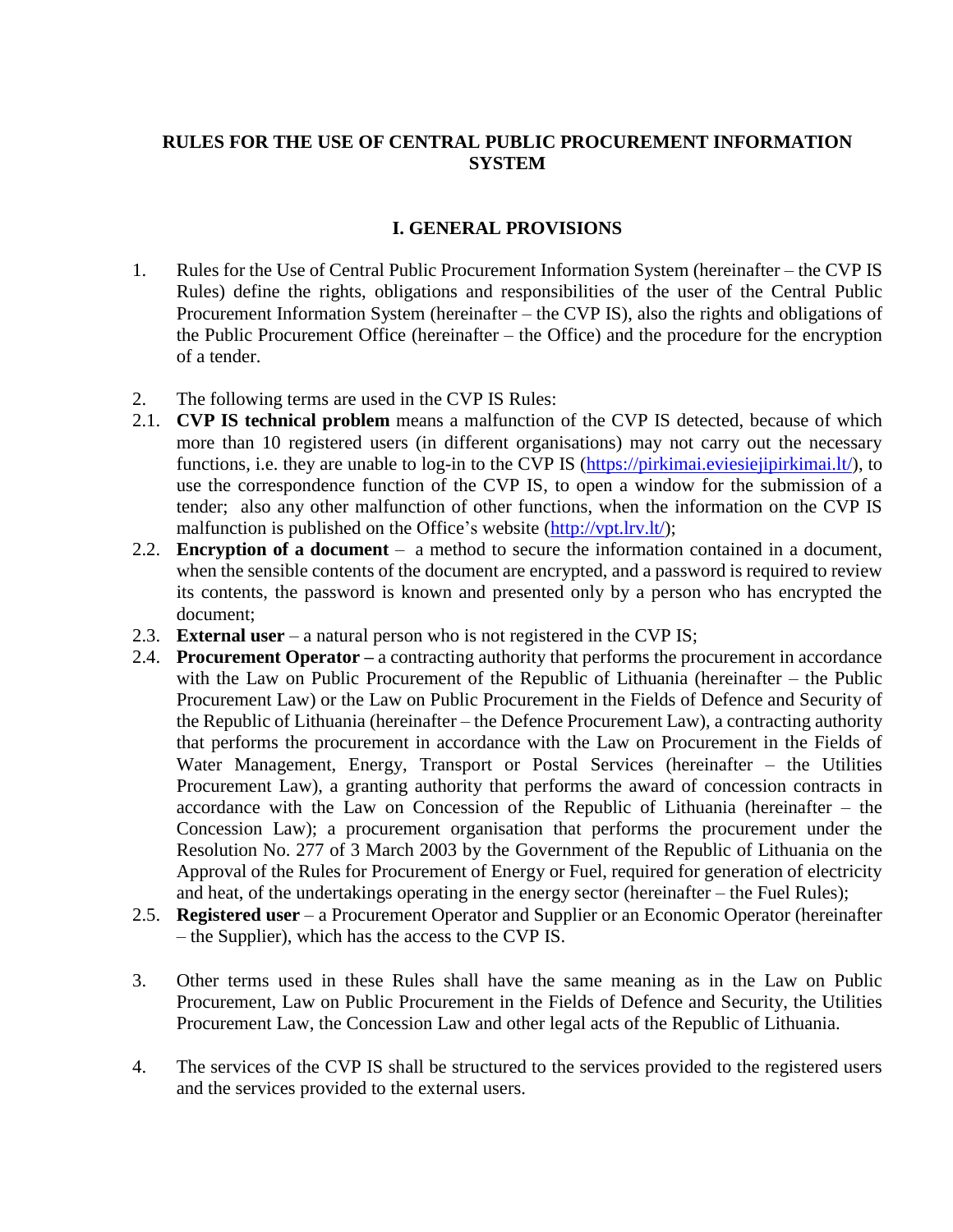# RULES FOR THE USE OF CENTRAL PUBLIC PROCUREMENT INFORMATION SYSTEM

## I. GENERAL PROVISIONS

1. Rules for the Use of Central Public Procurement Information System (hereinafter – the CVP IS Rules) define the rights, obligations and responsibilities of the user of the Central Public Procurement Information System (hereinafter – the CVP IS), also the rights and obligations of the Public Procurement Office (hereinafter – the Office) and the procedure for the encryption of a tender.

2. The following terms are used in the CVP IS Rules:

2.1. **CVP IS technical problem** means a malfunction of the CVP IS detected, because of which more than 10 registered users (in different organisations) may not carry out the necessary functions, i.e. they are unable to log-in to the CVP IS (https://pirkimai.eviesiejipirkimai.lt/), to use the correspondence function of the CVP IS, to open a window for the submission of a tender; also any other malfunction of other functions, when the information on the CVP IS malfunction is published on the Office's website (http://vpt.lrv.lt/);

2.2. **Encryption of a document** – a method to secure the information contained in a document, when the sensible contents of the document are encrypted, and a password is required to review its contents, the password is known and presented only by a person who has encrypted the document;

2.3. **External user** – a natural person who is not registered in the CVP IS;

2.4. **Procurement Operator –** a contracting authority that performs the procurement in accordance with the Law on Public Procurement of the Republic of Lithuania (hereinafter – the Public Procurement Law) or the Law on Public Procurement in the Fields of Defence and Security of the Republic of Lithuania (hereinafter – the Defence Procurement Law), a contracting authority that performs the procurement in accordance with the Law on Procurement in the Fields of Water Management, Energy, Transport or Postal Services (hereinafter – the Utilities Procurement Law), a granting authority that performs the award of concession contracts in accordance with the Law on Concession of the Republic of Lithuania (hereinafter – the Concession Law); a procurement organisation that performs the procurement under the Resolution No. 277 of 3 March 2003 by the Government of the Republic of Lithuania on the Approval of the Rules for Procurement of Energy or Fuel, required for generation of electricity and heat, of the undertakings operating in the energy sector (hereinafter – the Fuel Rules);

2.5. **Registered user** – a Procurement Operator and Supplier or an Economic Operator (hereinafter – the Supplier), which has the access to the CVP IS.

3. Other terms used in these Rules shall have the same meaning as in the Law on Public Procurement, Law on Public Procurement in the Fields of Defence and Security, the Utilities Procurement Law, the Concession Law and other legal acts of the Republic of Lithuania.

4. The services of the CVP IS shall be structured to the services provided to the registered users and the services provided to the external users.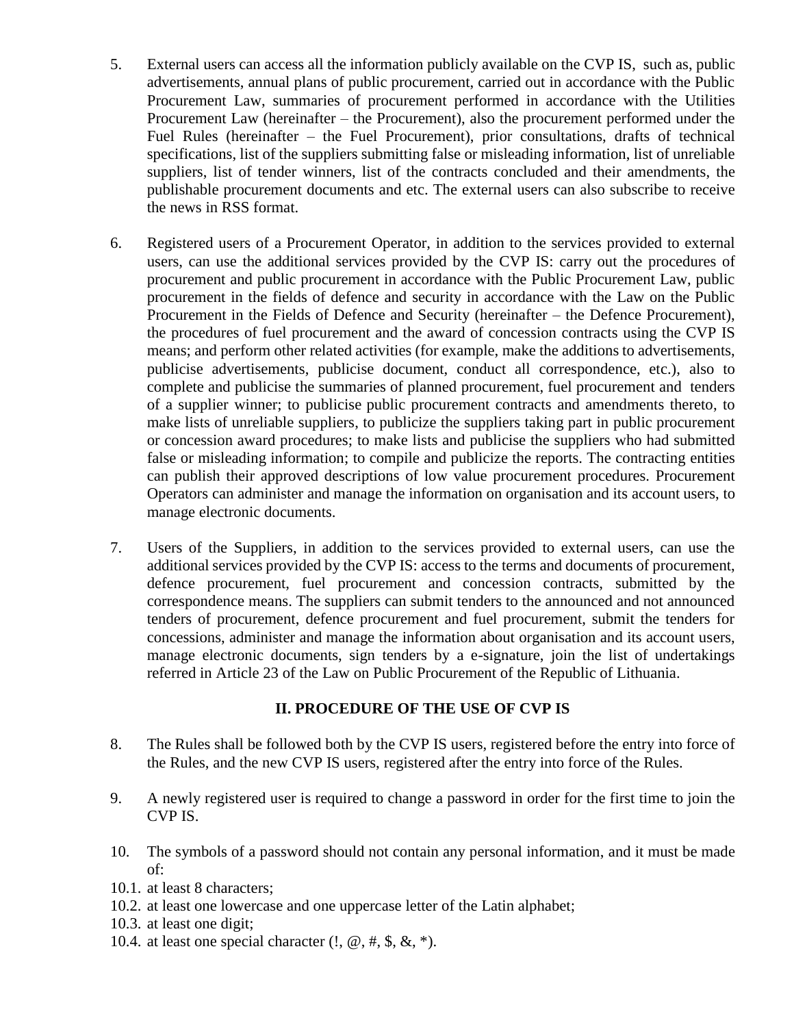5. External users can access all the information publicly available on the CVP IS, such as, public advertisements, annual plans of public procurement, carried out in accordance with the Public Procurement Law, summaries of procurement performed in accordance with the Utilities Procurement Law (hereinafter – the Procurement), also the procurement performed under the Fuel Rules (hereinafter – the Fuel Procurement), prior consultations, drafts of technical specifications, list of the suppliers submitting false or misleading information, list of unreliable suppliers, list of tender winners, list of the contracts concluded and their amendments, the publishable procurement documents and etc. The external users can also subscribe to receive the news in RSS format.

6. Registered users of a Procurement Operator, in addition to the services provided to external users, can use the additional services provided by the CVP IS: carry out the procedures of procurement and public procurement in accordance with the Public Procurement Law, public procurement in the fields of defence and security in accordance with the Law on the Public Procurement in the Fields of Defence and Security (hereinafter – the Defence Procurement), the procedures of fuel procurement and the award of concession contracts using the CVP IS means; and perform other related activities (for example, make the additions to advertisements, publicise advertisements, publicise document, conduct all correspondence, etc.), also to complete and publicise the summaries of planned procurement, fuel procurement and tenders of a supplier winner; to publicise public procurement contracts and amendments thereto, to make lists of unreliable suppliers, to publicize the suppliers taking part in public procurement or concession award procedures; to make lists and publicise the suppliers who had submitted false or misleading information; to compile and publicize the reports. The contracting entities can publish their approved descriptions of low value procurement procedures. Procurement Operators can administer and manage the information on organisation and its account users, to manage electronic documents.

7. Users of the Suppliers, in addition to the services provided to external users, can use the additional services provided by the CVP IS: access to the terms and documents of procurement, defence procurement, fuel procurement and concession contracts, submitted by the correspondence means. The suppliers can submit tenders to the announced and not announced tenders of procurement, defence procurement and fuel procurement, submit the tenders for concessions, administer and manage the information about organisation and its account users, manage electronic documents, sign tenders by a e-signature, join the list of undertakings referred in Article 23 of the Law on Public Procurement of the Republic of Lithuania.

## II. PROCEDURE OF THE USE OF CVP IS

8. The Rules shall be followed both by the CVP IS users, registered before the entry into force of the Rules, and the new CVP IS users, registered after the entry into force of the Rules.

9. A newly registered user is required to change a password in order for the first time to join the CVP IS.

10. The symbols of a password should not contain any personal information, and it must be made of:

10.1. at least 8 characters;
10.2. at least one lowercase and one uppercase letter of the Latin alphabet;
10.3. at least one digit;
10.4. at least one special character (!, @, #, $, &, *).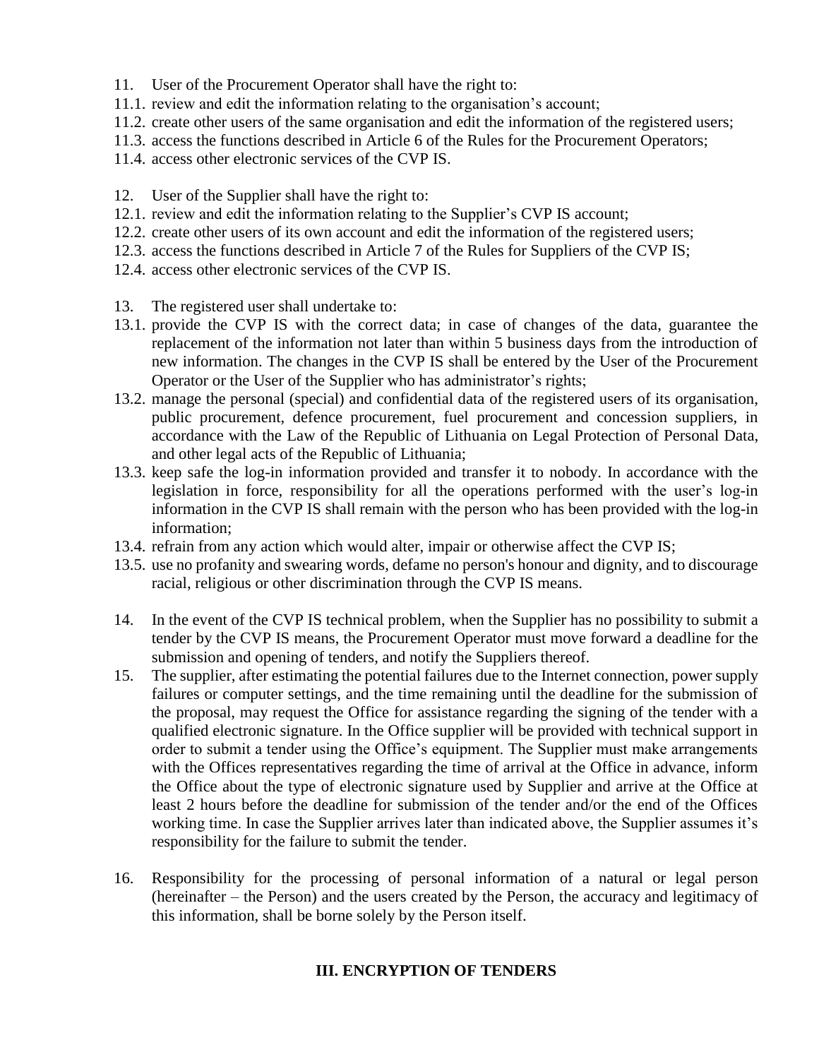11. User of the Procurement Operator shall have the right to:
11.1. review and edit the information relating to the organisation's account;
11.2. create other users of the same organisation and edit the information of the registered users;
11.3. access the functions described in Article 6 of the Rules for the Procurement Operators;
11.4. access other electronic services of the CVP IS.

12. User of the Supplier shall have the right to:
12.1. review and edit the information relating to the Supplier's CVP IS account;
12.2. create other users of its own account and edit the information of the registered users;
12.3. access the functions described in Article 7 of the Rules for Suppliers of the CVP IS;
12.4. access other electronic services of the CVP IS.

13. The registered user shall undertake to:
13.1. provide the CVP IS with the correct data; in case of changes of the data, guarantee the replacement of the information not later than within 5 business days from the introduction of new information. The changes in the CVP IS shall be entered by the User of the Procurement Operator or the User of the Supplier who has administrator's rights;
13.2. manage the personal (special) and confidential data of the registered users of its organisation, public procurement, defence procurement, fuel procurement and concession suppliers, in accordance with the Law of the Republic of Lithuania on Legal Protection of Personal Data, and other legal acts of the Republic of Lithuania;
13.3. keep safe the log-in information provided and transfer it to nobody. In accordance with the legislation in force, responsibility for all the operations performed with the user's log-in information in the CVP IS shall remain with the person who has been provided with the log-in information;
13.4. refrain from any action which would alter, impair or otherwise affect the CVP IS;
13.5. use no profanity and swearing words, defame no person's honour and dignity, and to discourage racial, religious or other discrimination through the CVP IS means.

14. In the event of the CVP IS technical problem, when the Supplier has no possibility to submit a tender by the CVP IS means, the Procurement Operator must move forward a deadline for the submission and opening of tenders, and notify the Suppliers thereof.

15. The supplier, after estimating the potential failures due to the Internet connection, power supply failures or computer settings, and the time remaining until the deadline for the submission of the proposal, may request the Office for assistance regarding the signing of the tender with a qualified electronic signature. In the Office supplier will be provided with technical support in order to submit a tender using the Office's equipment. The Supplier must make arrangements with the Offices representatives regarding the time of arrival at the Office in advance, inform the Office about the type of electronic signature used by Supplier and arrive at the Office at least 2 hours before the deadline for submission of the tender and/or the end of the Offices working time. In case the Supplier arrives later than indicated above, the Supplier assumes it's responsibility for the failure to submit the tender.

16. Responsibility for the processing of personal information of a natural or legal person (hereinafter – the Person) and the users created by the Person, the accuracy and legitimacy of this information, shall be borne solely by the Person itself.

## III. ENCRYPTION OF TENDERS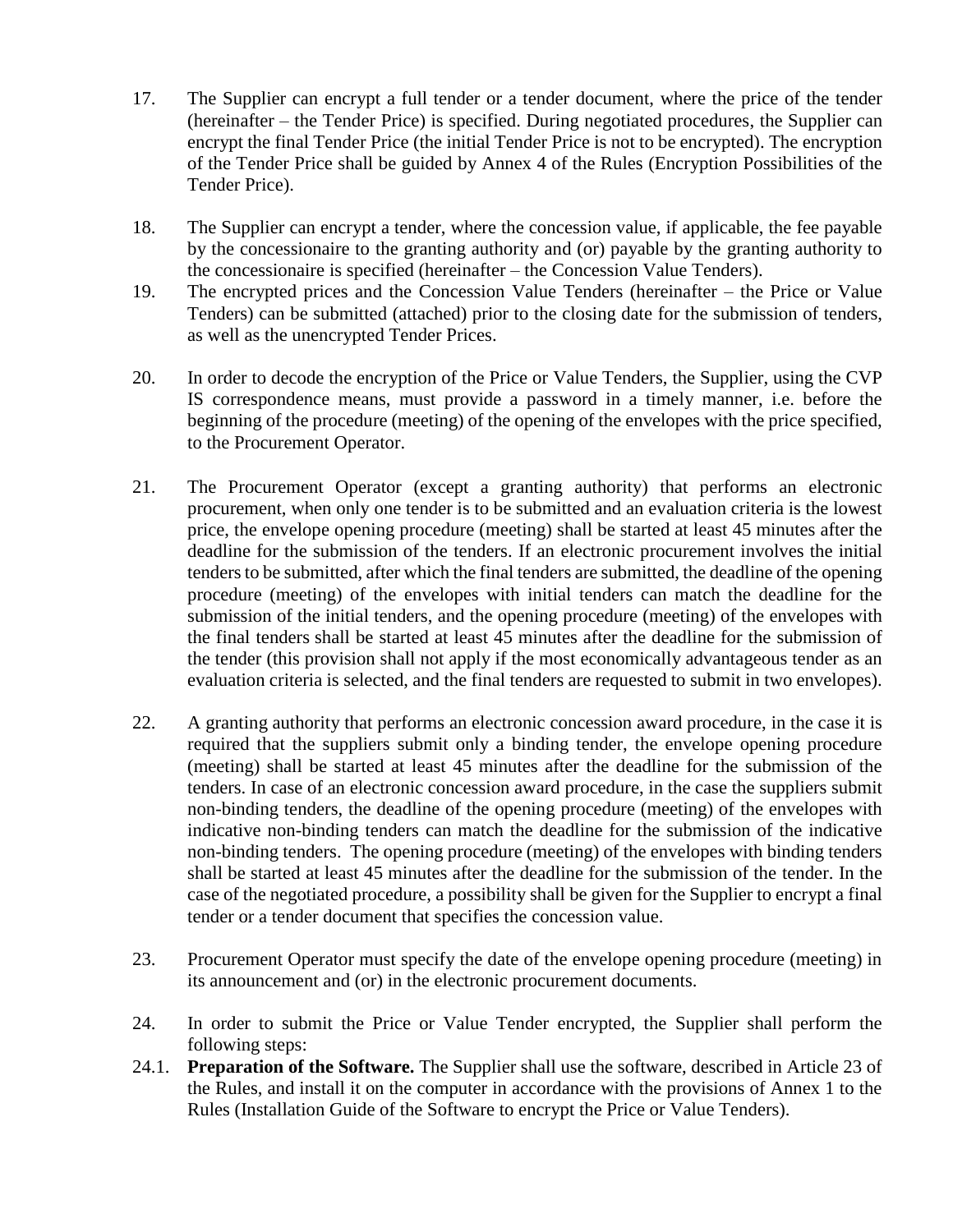17. The Supplier can encrypt a full tender or a tender document, where the price of the tender (hereinafter – the Tender Price) is specified. During negotiated procedures, the Supplier can encrypt the final Tender Price (the initial Tender Price is not to be encrypted). The encryption of the Tender Price shall be guided by Annex 4 of the Rules (Encryption Possibilities of the Tender Price).

18. The Supplier can encrypt a tender, where the concession value, if applicable, the fee payable by the concessionaire to the granting authority and (or) payable by the granting authority to the concessionaire is specified (hereinafter – the Concession Value Tenders).

19. The encrypted prices and the Concession Value Tenders (hereinafter – the Price or Value Tenders) can be submitted (attached) prior to the closing date for the submission of tenders, as well as the unencrypted Tender Prices.

20. In order to decode the encryption of the Price or Value Tenders, the Supplier, using the CVP IS correspondence means, must provide a password in a timely manner, i.e. before the beginning of the procedure (meeting) of the opening of the envelopes with the price specified, to the Procurement Operator.

21. The Procurement Operator (except a granting authority) that performs an electronic procurement, when only one tender is to be submitted and an evaluation criteria is the lowest price, the envelope opening procedure (meeting) shall be started at least 45 minutes after the deadline for the submission of the tenders. If an electronic procurement involves the initial tenders to be submitted, after which the final tenders are submitted, the deadline of the opening procedure (meeting) of the envelopes with initial tenders can match the deadline for the submission of the initial tenders, and the opening procedure (meeting) of the envelopes with the final tenders shall be started at least 45 minutes after the deadline for the submission of the tender (this provision shall not apply if the most economically advantageous tender as an evaluation criteria is selected, and the final tenders are requested to submit in two envelopes).

22. A granting authority that performs an electronic concession award procedure, in the case it is required that the suppliers submit only a binding tender, the envelope opening procedure (meeting) shall be started at least 45 minutes after the deadline for the submission of the tenders. In case of an electronic concession award procedure, in the case the suppliers submit non-binding tenders, the deadline of the opening procedure (meeting) of the envelopes with indicative non-binding tenders can match the deadline for the submission of the indicative non-binding tenders. The opening procedure (meeting) of the envelopes with binding tenders shall be started at least 45 minutes after the deadline for the submission of the tender. In the case of the negotiated procedure, a possibility shall be given for the Supplier to encrypt a final tender or a tender document that specifies the concession value.

23. Procurement Operator must specify the date of the envelope opening procedure (meeting) in its announcement and (or) in the electronic procurement documents.

24. In order to submit the Price or Value Tender encrypted, the Supplier shall perform the following steps:

24.1. **Preparation of the Software.** The Supplier shall use the software, described in Article 23 of the Rules, and install it on the computer in accordance with the provisions of Annex 1 to the Rules (Installation Guide of the Software to encrypt the Price or Value Tenders).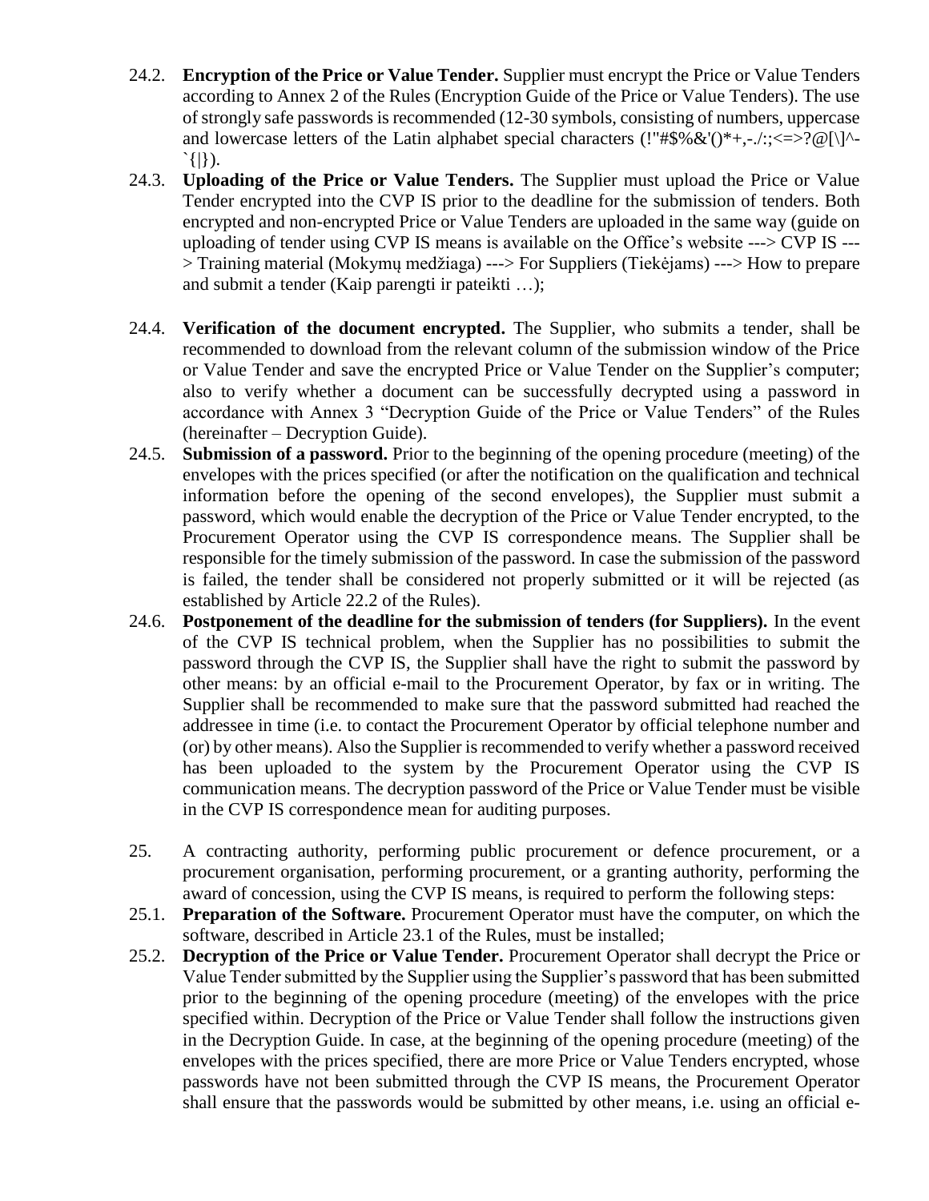24.2. **Encryption of the Price or Value Tender.** Supplier must encrypt the Price or Value Tenders according to Annex 2 of the Rules (Encryption Guide of the Price or Value Tenders). The use of strongly safe passwords is recommended (12-30 symbols, consisting of numbers, uppercase and lowercase letters of the Latin alphabet special characters (!"#$%&'()*+,-./:;<=>?@[\]^-`{|}).

24.3. **Uploading of the Price or Value Tenders.** The Supplier must upload the Price or Value Tender encrypted into the CVP IS prior to the deadline for the submission of tenders. Both encrypted and non-encrypted Price or Value Tenders are uploaded in the same way (guide on uploading of tender using CVP IS means is available on the Office's website ---> CVP IS ---> Training material (Mokymų medžiaga) ---> For Suppliers (Tiekėjams) ---> How to prepare and submit a tender (Kaip parengti ir pateikti …);

24.4. **Verification of the document encrypted.** The Supplier, who submits a tender, shall be recommended to download from the relevant column of the submission window of the Price or Value Tender and save the encrypted Price or Value Tender on the Supplier's computer; also to verify whether a document can be successfully decrypted using a password in accordance with Annex 3 "Decryption Guide of the Price or Value Tenders" of the Rules (hereinafter – Decryption Guide).

24.5. **Submission of a password.** Prior to the beginning of the opening procedure (meeting) of the envelopes with the prices specified (or after the notification on the qualification and technical information before the opening of the second envelopes), the Supplier must submit a password, which would enable the decryption of the Price or Value Tender encrypted, to the Procurement Operator using the CVP IS correspondence means. The Supplier shall be responsible for the timely submission of the password. In case the submission of the password is failed, the tender shall be considered not properly submitted or it will be rejected (as established by Article 22.2 of the Rules).

24.6. **Postponement of the deadline for the submission of tenders (for Suppliers).** In the event of the CVP IS technical problem, when the Supplier has no possibilities to submit the password through the CVP IS, the Supplier shall have the right to submit the password by other means: by an official e-mail to the Procurement Operator, by fax or in writing. The Supplier shall be recommended to make sure that the password submitted had reached the addressee in time (i.e. to contact the Procurement Operator by official telephone number and (or) by other means). Also the Supplier is recommended to verify whether a password received has been uploaded to the system by the Procurement Operator using the CVP IS communication means. The decryption password of the Price or Value Tender must be visible in the CVP IS correspondence mean for auditing purposes.

25. A contracting authority, performing public procurement or defence procurement, or a procurement organisation, performing procurement, or a granting authority, performing the award of concession, using the CVP IS means, is required to perform the following steps:

25.1. **Preparation of the Software.** Procurement Operator must have the computer, on which the software, described in Article 23.1 of the Rules, must be installed;

25.2. **Decryption of the Price or Value Tender.** Procurement Operator shall decrypt the Price or Value Tender submitted by the Supplier using the Supplier's password that has been submitted prior to the beginning of the opening procedure (meeting) of the envelopes with the price specified within. Decryption of the Price or Value Tender shall follow the instructions given in the Decryption Guide. In case, at the beginning of the opening procedure (meeting) of the envelopes with the prices specified, there are more Price or Value Tenders encrypted, whose passwords have not been submitted through the CVP IS means, the Procurement Operator shall ensure that the passwords would be submitted by other means, i.e. using an official e-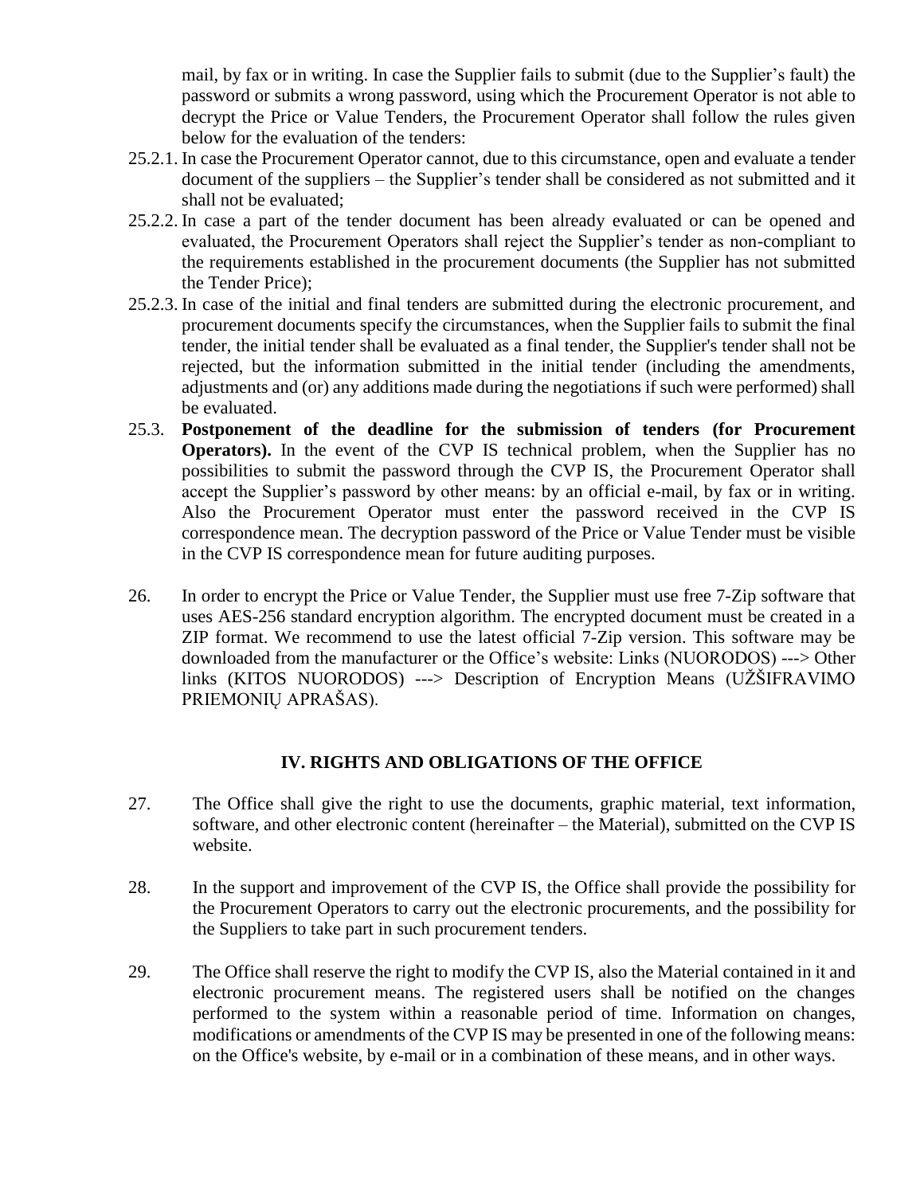mail, by fax or in writing. In case the Supplier fails to submit (due to the Supplier's fault) the password or submits a wrong password, using which the Procurement Operator is not able to decrypt the Price or Value Tenders, the Procurement Operator shall follow the rules given below for the evaluation of the tenders:

25.2.1. In case the Procurement Operator cannot, due to this circumstance, open and evaluate a tender document of the suppliers – the Supplier's tender shall be considered as not submitted and it shall not be evaluated;

25.2.2. In case a part of the tender document has been already evaluated or can be opened and evaluated, the Procurement Operators shall reject the Supplier's tender as non-compliant to the requirements established in the procurement documents (the Supplier has not submitted the Tender Price);

25.2.3. In case of the initial and final tenders are submitted during the electronic procurement, and procurement documents specify the circumstances, when the Supplier fails to submit the final tender, the initial tender shall be evaluated as a final tender, the Supplier's tender shall not be rejected, but the information submitted in the initial tender (including the amendments, adjustments and (or) any additions made during the negotiations if such were performed) shall be evaluated.

25.3. **Postponement of the deadline for the submission of tenders (for Procurement Operators).** In the event of the CVP IS technical problem, when the Supplier has no possibilities to submit the password through the CVP IS, the Procurement Operator shall accept the Supplier's password by other means: by an official e-mail, by fax or in writing. Also the Procurement Operator must enter the password received in the CVP IS correspondence mean. The decryption password of the Price or Value Tender must be visible in the CVP IS correspondence mean for future auditing purposes.

26. In order to encrypt the Price or Value Tender, the Supplier must use free 7-Zip software that uses AES-256 standard encryption algorithm. The encrypted document must be created in a ZIP format. We recommend to use the latest official 7-Zip version. This software may be downloaded from the manufacturer or the Office's website: Links (NUORODOS) ---> Other links (KITOS NUORODOS) ---> Description of Encryption Means (UŽŠIFRAVIMO PRIEMONIŲ APRAŠAS).

## IV. RIGHTS AND OBLIGATIONS OF THE OFFICE

27. The Office shall give the right to use the documents, graphic material, text information, software, and other electronic content (hereinafter – the Material), submitted on the CVP IS website.

28. In the support and improvement of the CVP IS, the Office shall provide the possibility for the Procurement Operators to carry out the electronic procurements, and the possibility for the Suppliers to take part in such procurement tenders.

29. The Office shall reserve the right to modify the CVP IS, also the Material contained in it and electronic procurement means. The registered users shall be notified on the changes performed to the system within a reasonable period of time. Information on changes, modifications or amendments of the CVP IS may be presented in one of the following means: on the Office's website, by e-mail or in a combination of these means, and in other ways.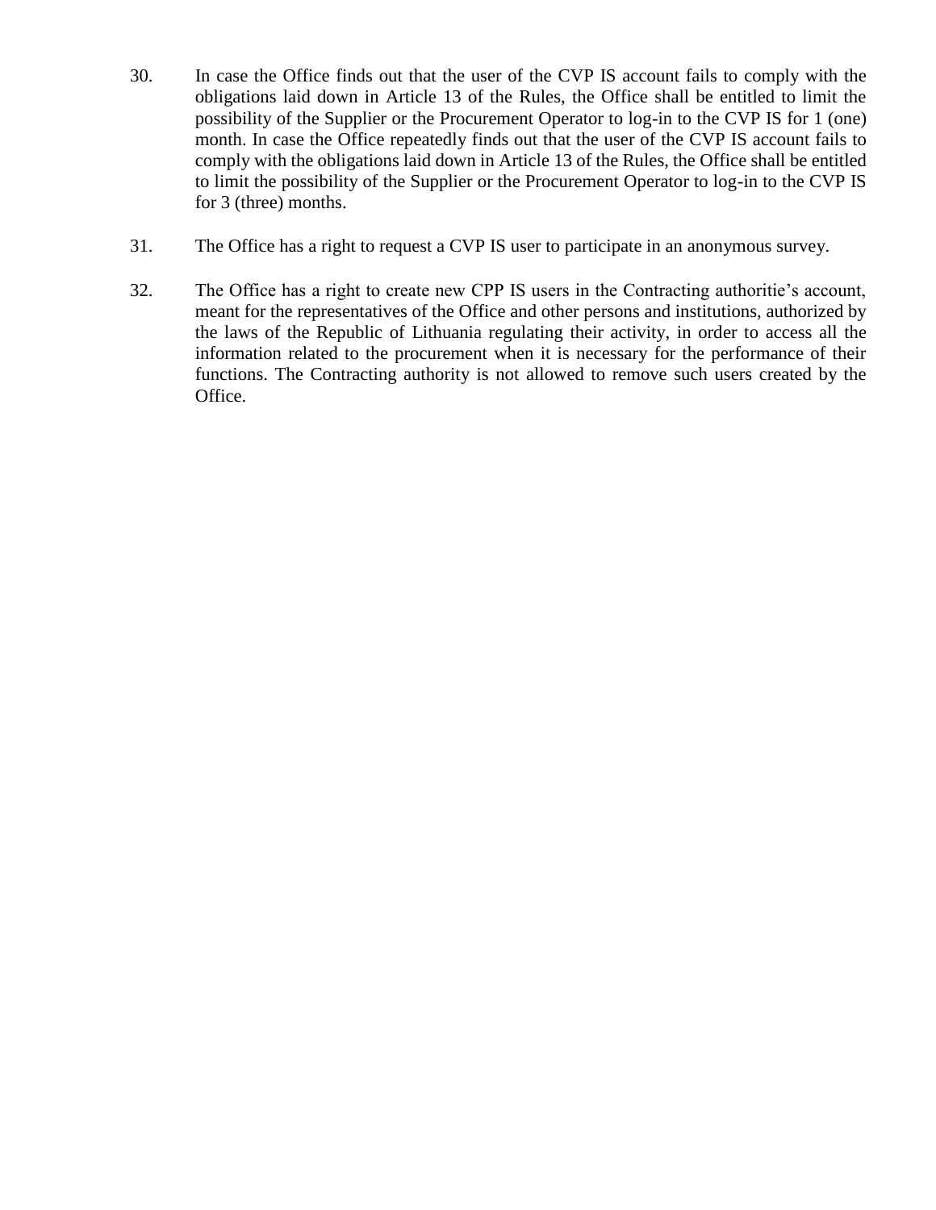30. In case the Office finds out that the user of the CVP IS account fails to comply with the obligations laid down in Article 13 of the Rules, the Office shall be entitled to limit the possibility of the Supplier or the Procurement Operator to log-in to the CVP IS for 1 (one) month. In case the Office repeatedly finds out that the user of the CVP IS account fails to comply with the obligations laid down in Article 13 of the Rules, the Office shall be entitled to limit the possibility of the Supplier or the Procurement Operator to log-in to the CVP IS for 3 (three) months.

31. The Office has a right to request a CVP IS user to participate in an anonymous survey.

32. The Office has a right to create new CPP IS users in the Contracting authoritie's account, meant for the representatives of the Office and other persons and institutions, authorized by the laws of the Republic of Lithuania regulating their activity, in order to access all the information related to the procurement when it is necessary for the performance of their functions. The Contracting authority is not allowed to remove such users created by the Office.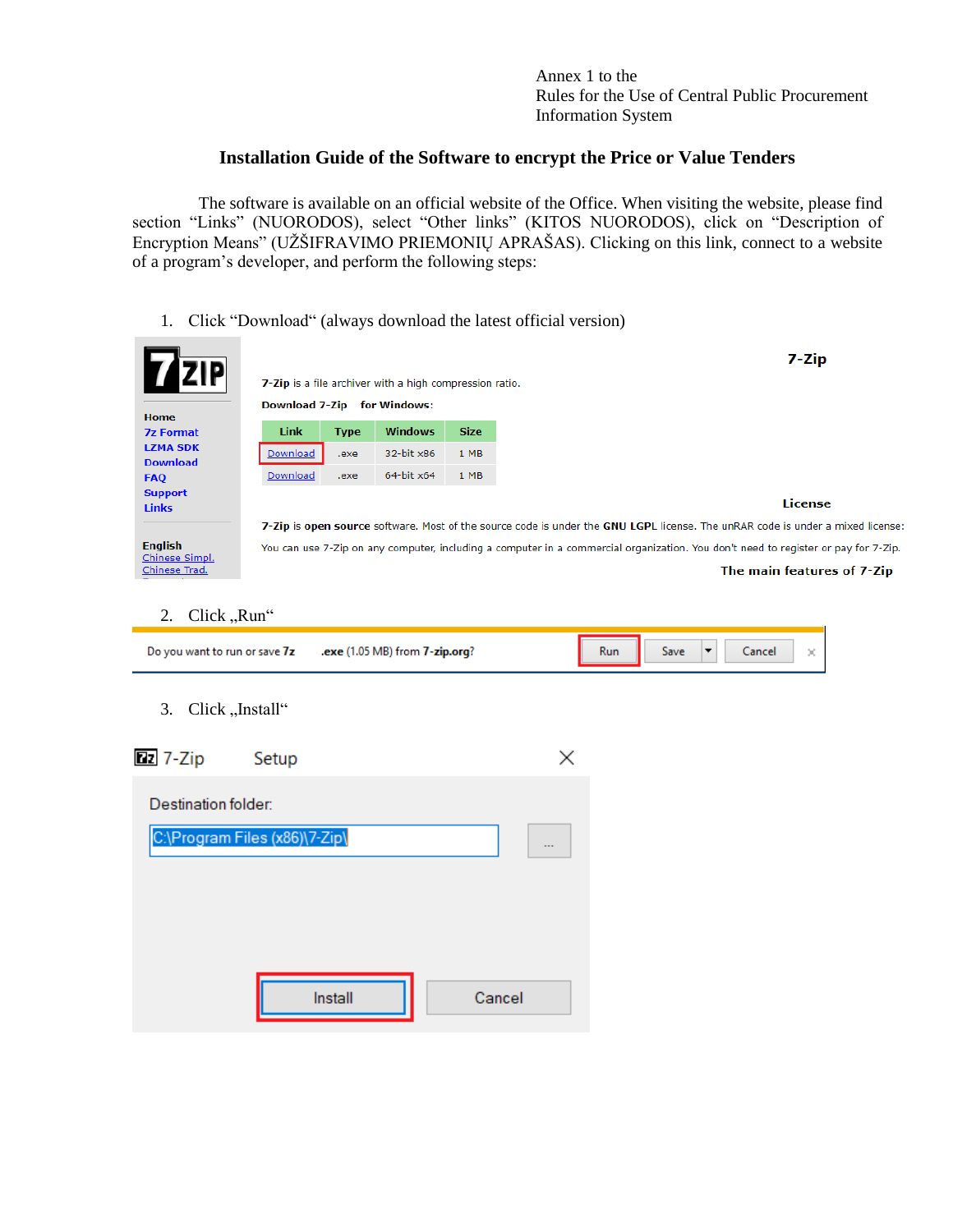Annex 1 to the
Rules for the Use of Central Public Procurement
Information System

## Installation Guide of the Software to encrypt the Price or Value Tenders

The software is available on an official website of the Office. When visiting the website, please find section "Links" (NUORODOS), select "Other links" (KITOS NUORODOS), click on "Description of Encryption Means" (UŽŠIFRAVIMO PRIEMONIŲ APRAŠAS). Clicking on this link, connect to a website of a program's developer, and perform the following steps:

1. Click "Download" (always download the latest official version)

7-Zip

Home
7z Format
LZMA SDK
Download
FAQ
Support
Links

English
Chinese Simpl.
Chinese Trad.

7-Zip is a file archiver with a high compression ratio.

Download 7-Zip for Windows:

| Link | Type | Windows | Size |
|---|---|---|---|
| Download | .exe | 32-bit x86 | 1 MB |
| Download | .exe | 64-bit x64 | 1 MB |

License

7-Zip is open source software. Most of the source code is under the GNU LGPL license. The unRAR code is under a mixed license:

You can use 7-Zip on any computer, including a computer in a commercial organization. You don't need to register or pay for 7-Zip.

The main features of 7-Zip

2. Click „Run"

Do you want to run or save 7z .exe (1.05 MB) from 7-zip.org?  Run  Save  Cancel

3. Click „Install"

7-Zip Setup

Destination folder:

C:\Program Files (x86)\7-Zip\

Install  Cancel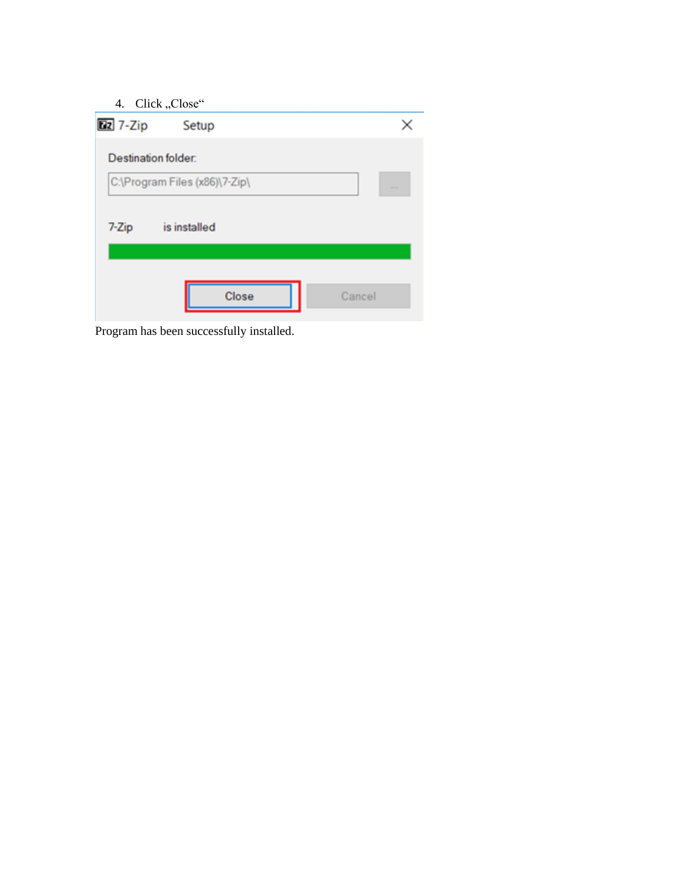4. Click „Close“

Program has been successfully installed.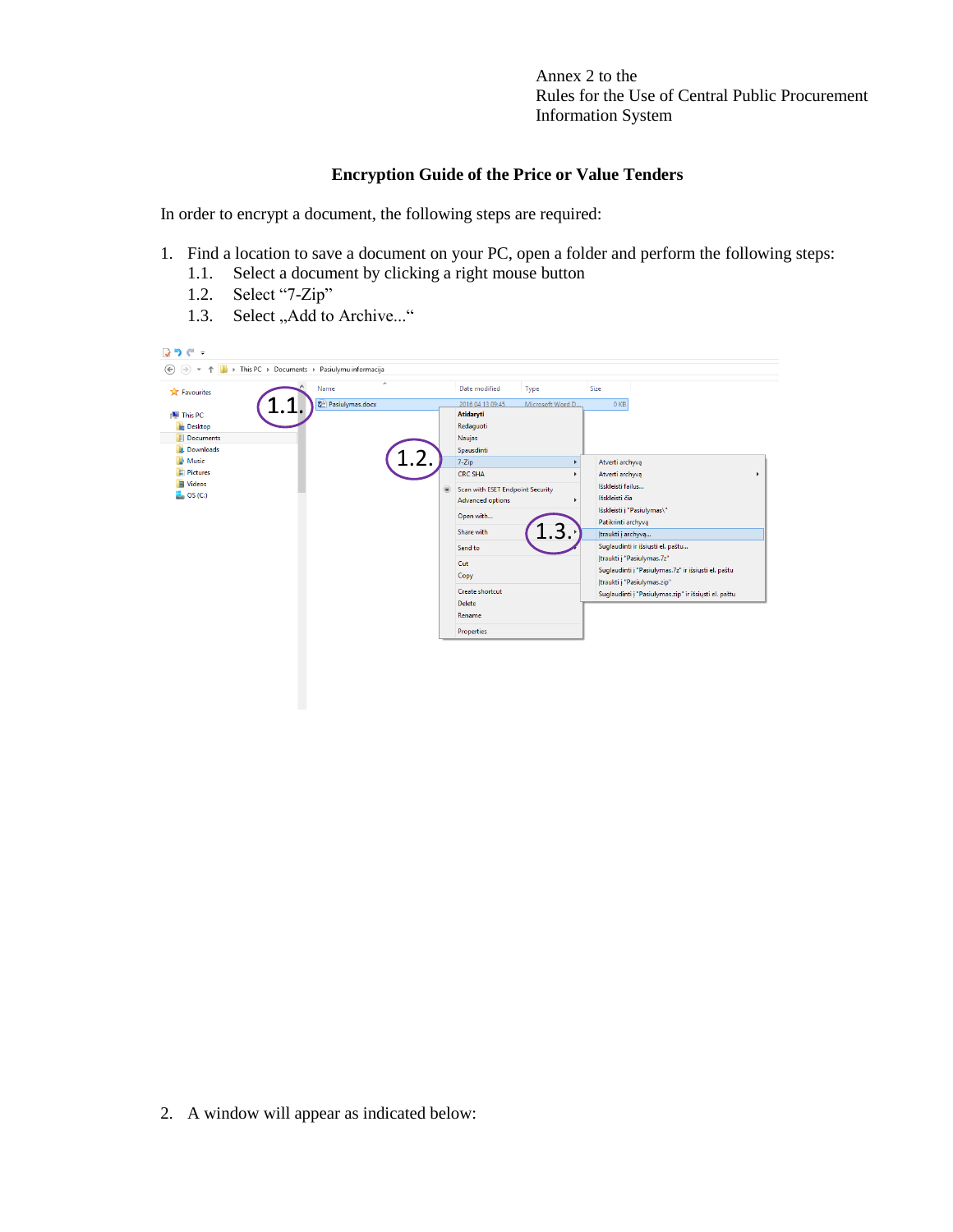Annex 2 to the
Rules for the Use of Central Public Procurement Information System

## Encryption Guide of the Price or Value Tenders

In order to encrypt a document, the following steps are required:

1. Find a location to save a document on your PC, open a folder and perform the following steps:
   1.1. Select a document by clicking a right mouse button
   1.2. Select “7-Zip”
   1.3. Select „Add to Archive...“

2. A window will appear as indicated below: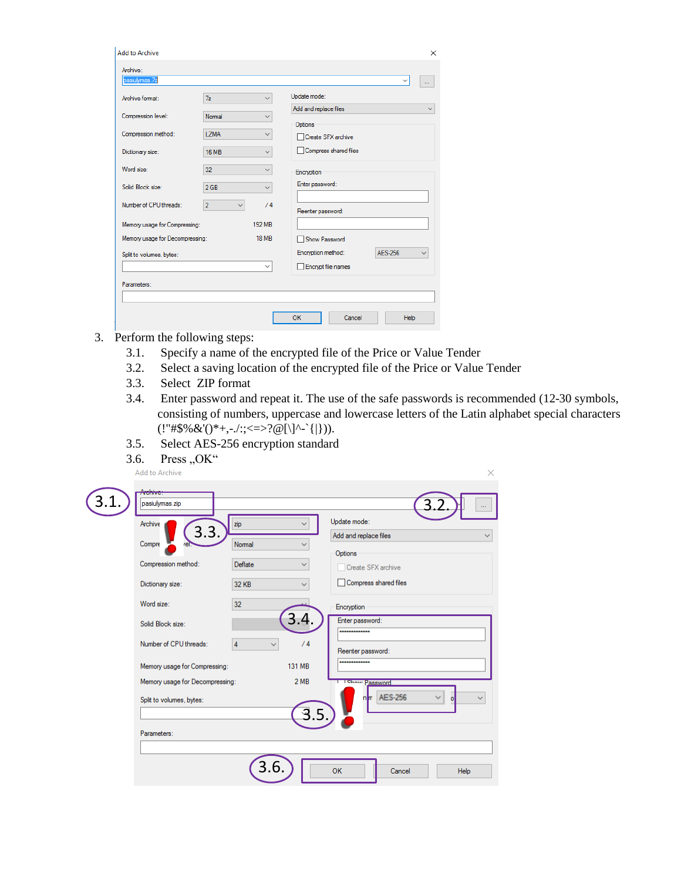3. Perform the following steps:
   - 3.1. Specify a name of the encrypted file of the Price or Value Tender
   - 3.2. Select a saving location of the encrypted file of the Price or Value Tender
   - 3.3. Select ZIP format
   - 3.4. Enter password and repeat it. The use of the safe passwords is recommended (12-30 symbols, consisting of numbers, uppercase and lowercase letters of the Latin alphabet special characters (!"#$%&'()*+,-./:;<=>?@[\]^-`{|})).
   - 3.5. Select AES-256 encryption standard
   - 3.6. Press „OK“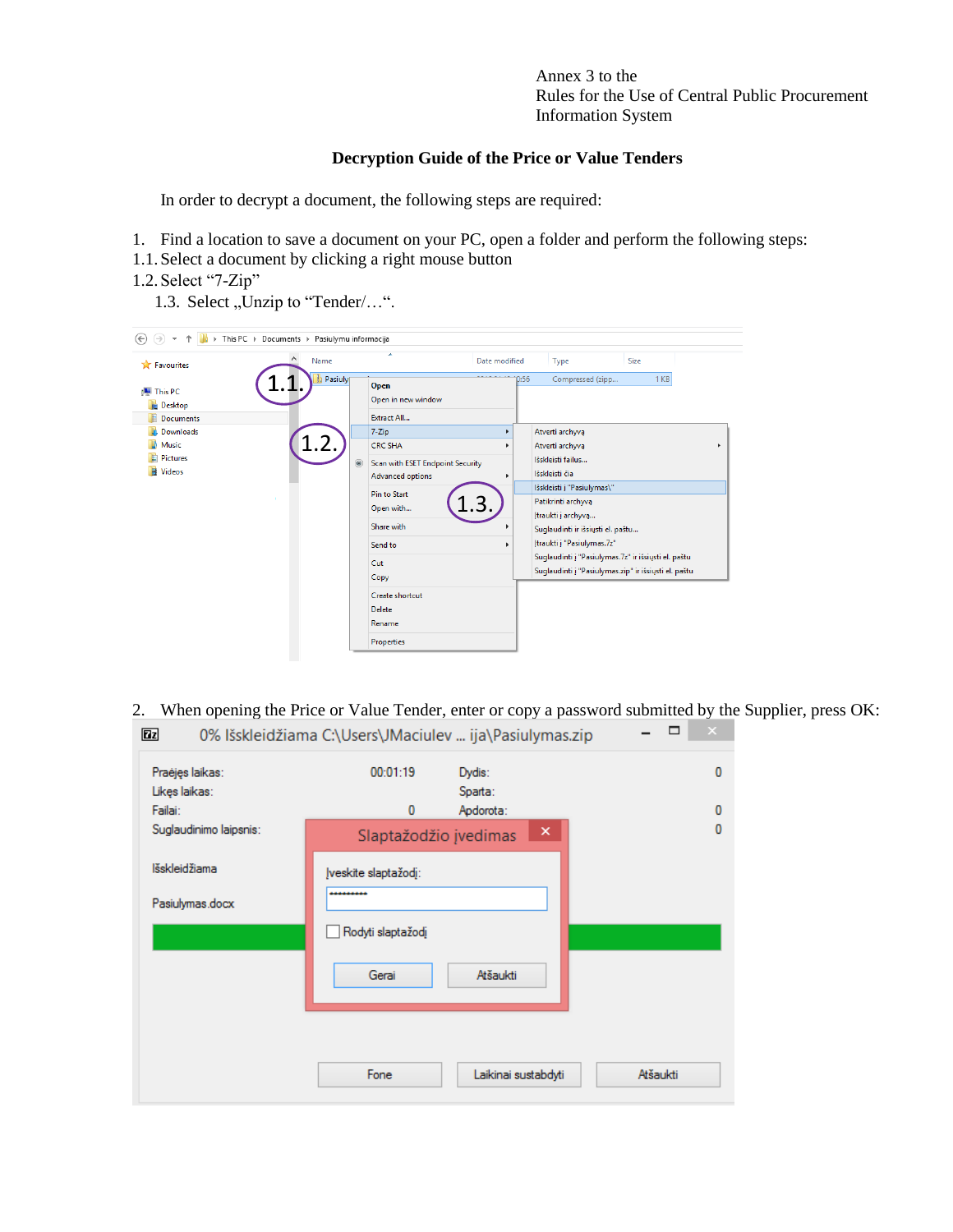Annex 3 to the
Rules for the Use of Central Public Procurement Information System

## Decryption Guide of the Price or Value Tenders

In order to decrypt a document, the following steps are required:

1. Find a location to save a document on your PC, open a folder and perform the following steps:

1.1. Select a document by clicking a right mouse button

1.2. Select “7-Zip”

1.3. Select „Unzip to “Tender/…“.

2. When opening the Price or Value Tender, enter or copy a password submitted by the Supplier, press OK: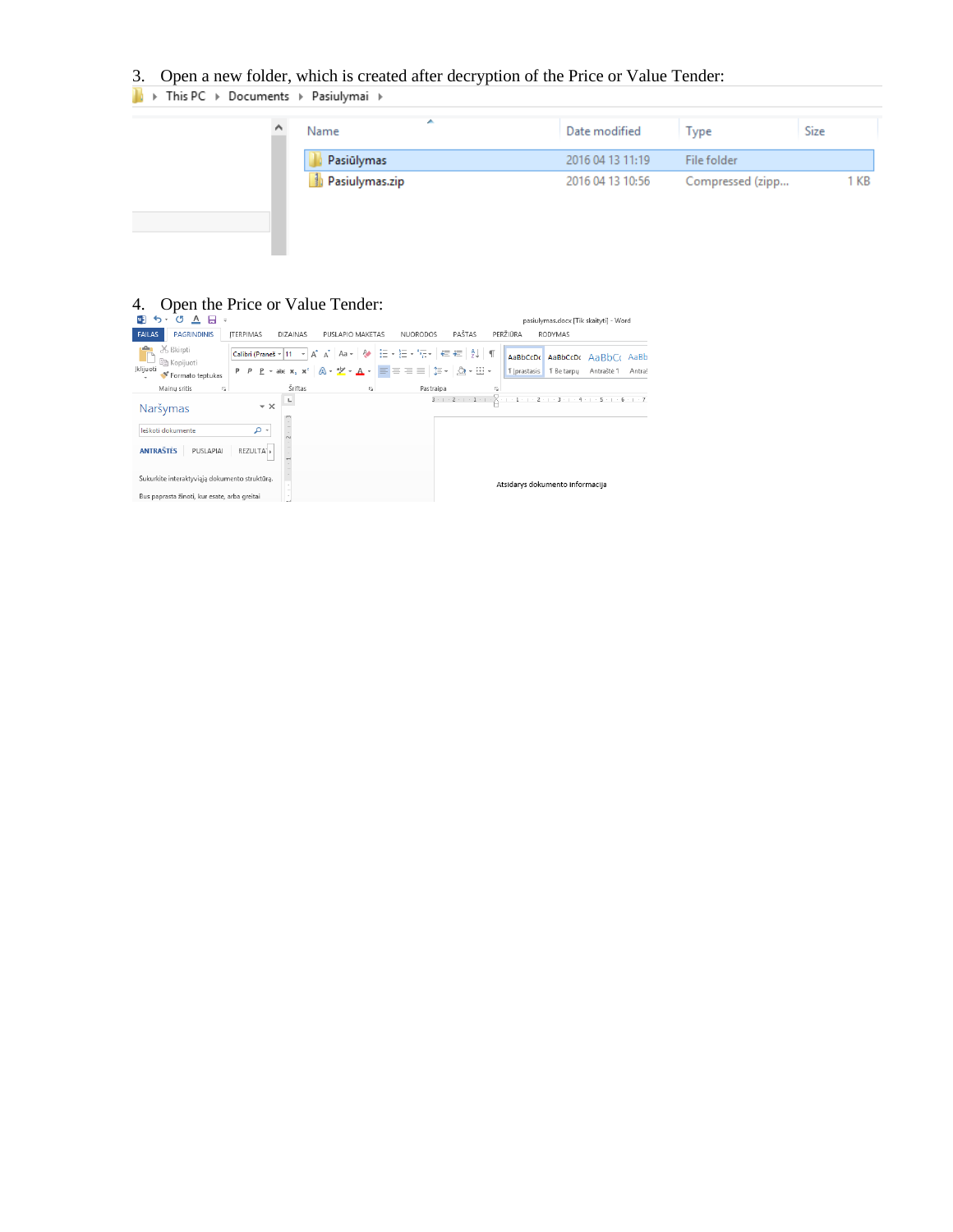3. Open a new folder, which is created after decryption of the Price or Value Tender:

This PC ▸ Documents ▸ Pasiulymai ▸

| Name | Date modified | Type | Size |
|---|---|---|---|
| Pasiūlymas | 2016 04 13 11:19 | File folder | |
| Pasiulymas.zip | 2016 04 13 10:56 | Compressed (zipp... | 1 KB |

4. Open the Price or Value Tender:

pasiulymas.docx [Tik skaityti] - Word

FAILAS PAGRINDINIS ĮTERPIMAS DIZAINAS PUSLAPIO MAKETAS NUORODOS PAŠTAS PERŽIŪRA RODYMAS

Naršymas

Ieškoti dokumente

ANTRAŠTĖS PUSLAPIAI REZULTA

Sukurkite interaktyviąją dokumento struktūrą.

Bus paprasta žinoti, kur esate, arba greitai

Atsidarys dokumento informacija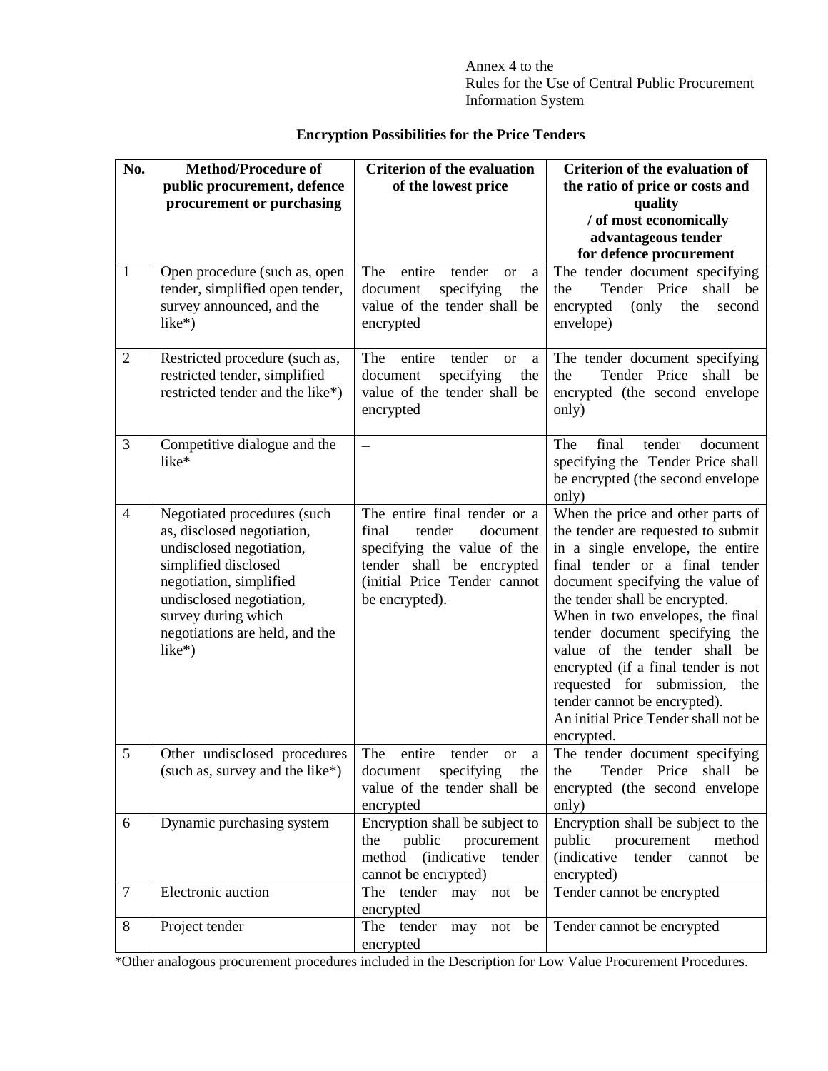Annex 4 to the
Rules for the Use of Central Public Procurement
Information System

**Encryption Possibilities for the Price Tenders**

| No. | Method/Procedure of public procurement, defence procurement or purchasing | Criterion of the evaluation of the lowest price | Criterion of the evaluation of the ratio of price or costs and quality / of most economically advantageous tender for defence procurement |
|---|---|---|---|
| 1 | Open procedure (such as, open tender, simplified open tender, survey announced, and the like*) | The entire tender or a document specifying the value of the tender shall be encrypted | The tender document specifying the Tender Price shall be encrypted (only the second envelope) |
| 2 | Restricted procedure (such as, restricted tender, simplified restricted tender and the like*) | The entire tender or a document specifying the value of the tender shall be encrypted | The tender document specifying the Tender Price shall be encrypted (the second envelope only) |
| 3 | Competitive dialogue and the like* | – | The final tender document specifying the Tender Price shall be encrypted (the second envelope only) |
| 4 | Negotiated procedures (such as, disclosed negotiation, undisclosed negotiation, simplified disclosed negotiation, simplified undisclosed negotiation, survey during which negotiations are held, and the like*) | The entire final tender or a final tender document specifying the value of the tender shall be encrypted (initial Price Tender cannot be encrypted). | When the price and other parts of the tender are requested to submit in a single envelope, the entire final tender or a final tender document specifying the value of the tender shall be encrypted. When in two envelopes, the final tender document specifying the value of the tender shall be encrypted (if a final tender is not requested for submission, the tender cannot be encrypted). An initial Price Tender shall not be encrypted. |
| 5 | Other undisclosed procedures (such as, survey and the like*) | The entire tender or a document specifying the value of the tender shall be encrypted | The tender document specifying the Tender Price shall be encrypted (the second envelope only) |
| 6 | Dynamic purchasing system | Encryption shall be subject to the public procurement method (indicative tender cannot be encrypted) | Encryption shall be subject to the public procurement method (indicative tender cannot be encrypted) |
| 7 | Electronic auction | The tender may not be encrypted | Tender cannot be encrypted |
| 8 | Project tender | The tender may not be encrypted | Tender cannot be encrypted |

*Other analogous procurement procedures included in the Description for Low Value Procurement Procedures.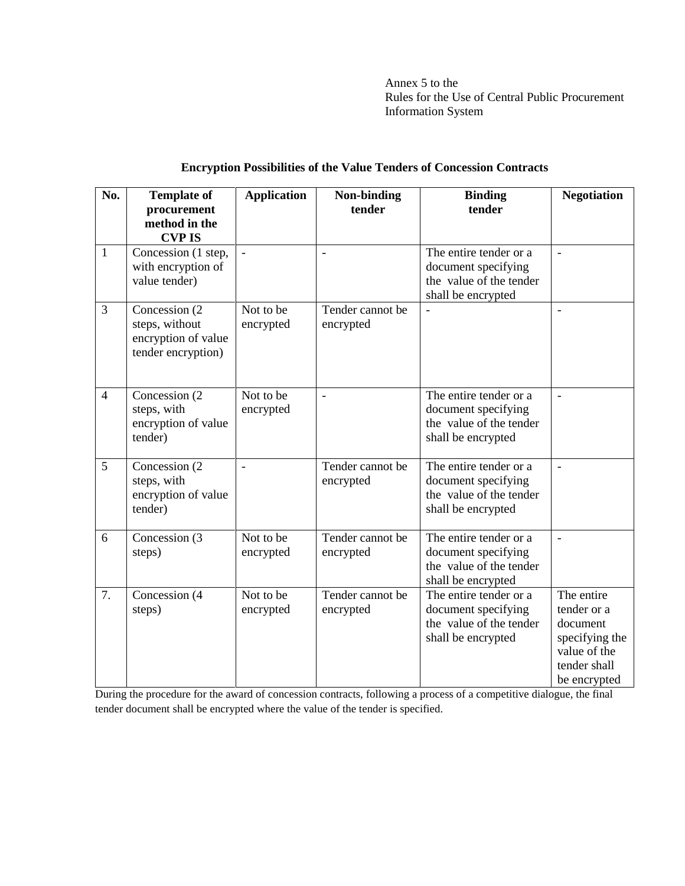Annex 5 to the
Rules for the Use of Central Public Procurement
Information System

**Encryption Possibilities of the Value Tenders of Concession Contracts**

| No. | Template of procurement method in the CVP IS | Application | Non-binding tender | Binding tender | Negotiation |
|---|---|---|---|---|---|
| 1 | Concession (1 step, with encryption of value tender) | - | - | The entire tender or a document specifying the value of the tender shall be encrypted | - |
| 3 | Concession (2 steps, without encryption of value tender encryption) | Not to be encrypted | Tender cannot be encrypted | - | - |
| 4 | Concession (2 steps, with encryption of value tender) | Not to be encrypted | - | The entire tender or a document specifying the value of the tender shall be encrypted | - |
| 5 | Concession (2 steps, with encryption of value tender) | - | Tender cannot be encrypted | The entire tender or a document specifying the value of the tender shall be encrypted | - |
| 6 | Concession (3 steps) | Not to be encrypted | Tender cannot be encrypted | The entire tender or a document specifying the value of the tender shall be encrypted | - |
| 7. | Concession (4 steps) | Not to be encrypted | Tender cannot be encrypted | The entire tender or a document specifying the value of the tender shall be encrypted | The entire tender or a document specifying the value of the tender shall be encrypted |

During the procedure for the award of concession contracts, following a process of a competitive dialogue, the final tender document shall be encrypted where the value of the tender is specified.